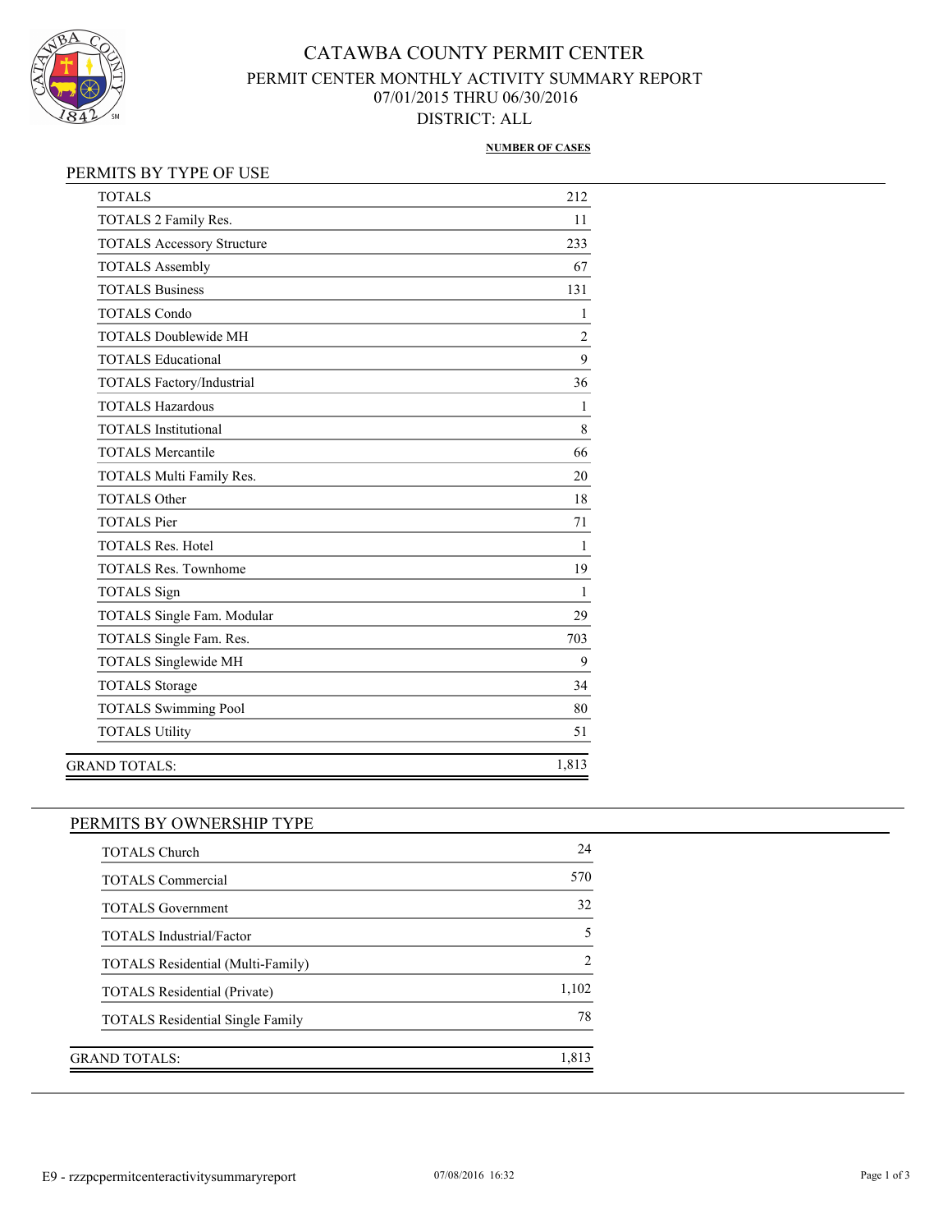# CATAWBA COUNTY PERMIT CENTER

## PERMIT CENTER MONTHLY ACTIVITY SUMMARY REPORT

## 07/01/2015 THRU 06/30/2016

## DISTRICT: ALL

### PERMITS BY TYPE OF USE

| | NUMBER OF CASES |
|---|---|
| TOTALS | 212 |
| TOTALS 2 Family Res. | 11 |
| TOTALS Accessory Structure | 233 |
| TOTALS Assembly | 67 |
| TOTALS Business | 131 |
| TOTALS Condo | 1 |
| TOTALS Doublewide MH | 2 |
| TOTALS Educational | 9 |
| TOTALS Factory/Industrial | 36 |
| TOTALS Hazardous | 1 |
| TOTALS Institutional | 8 |
| TOTALS Mercantile | 66 |
| TOTALS Multi Family Res. | 20 |
| TOTALS Other | 18 |
| TOTALS Pier | 71 |
| TOTALS Res. Hotel | 1 |
| TOTALS Res. Townhome | 19 |
| TOTALS Sign | 1 |
| TOTALS Single Fam. Modular | 29 |
| TOTALS Single Fam. Res. | 703 |
| TOTALS Singlewide MH | 9 |
| TOTALS Storage | 34 |
| TOTALS Swimming Pool | 80 |
| TOTALS Utility | 51 |
| GRAND TOTALS: | 1,813 |

### PERMITS BY OWNERSHIP TYPE

| | NUMBER OF CASES |
|---|---|
| TOTALS Church | 24 |
| TOTALS Commercial | 570 |
| TOTALS Government | 32 |
| TOTALS Industrial/Factor | 5 |
| TOTALS Residential (Multi-Family) | 2 |
| TOTALS Residential (Private) | 1,102 |
| TOTALS Residential Single Family | 78 |
| GRAND TOTALS: | 1,813 |

E9 - rzzpcpermitcenteractivitysummaryreport 07/08/2016 16:32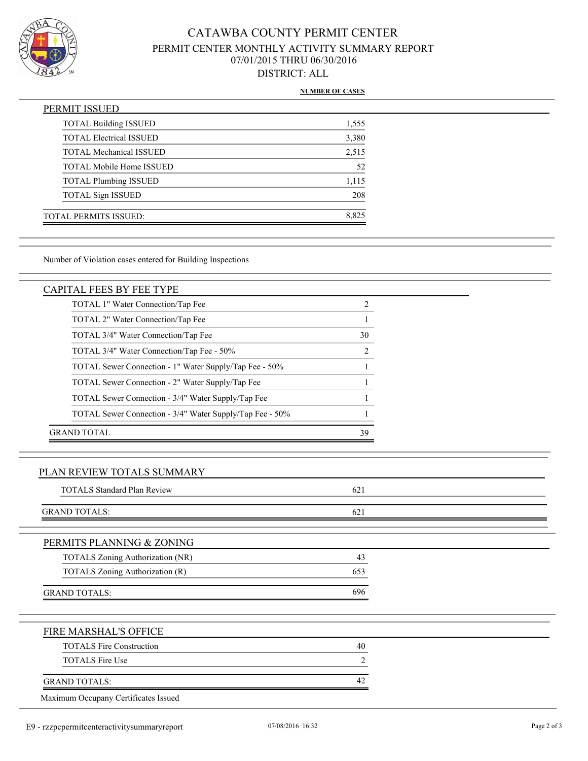# CATAWBA COUNTY PERMIT CENTER

## PERMIT CENTER MONTHLY ACTIVITY SUMMARY REPORT

07/01/2015 THRU 06/30/2016

DISTRICT: ALL

**NUMBER OF CASES**

### PERMIT ISSUED

| | NUMBER OF CASES |
|---|---|
| TOTAL Building ISSUED | 1,555 |
| TOTAL Electrical ISSUED | 3,380 |
| TOTAL Mechanical ISSUED | 2,515 |
| TOTAL Mobile Home ISSUED | 52 |
| TOTAL Plumbing ISSUED | 1,115 |
| TOTAL Sign ISSUED | 208 |
| TOTAL PERMITS ISSUED: | 8,825 |

Number of Violation cases entered for Building Inspections

### CAPITAL FEES BY FEE TYPE

| | |
|---|---|
| TOTAL 1" Water Connection/Tap Fee | 2 |
| TOTAL 2" Water Connection/Tap Fee | 1 |
| TOTAL 3/4" Water Connection/Tap Fee | 30 |
| TOTAL 3/4" Water Connection/Tap Fee - 50% | 2 |
| TOTAL Sewer Connection - 1" Water Supply/Tap Fee - 50% | 1 |
| TOTAL Sewer Connection - 2" Water Supply/Tap Fee | 1 |
| TOTAL Sewer Connection - 3/4" Water Supply/Tap Fee | 1 |
| TOTAL Sewer Connection - 3/4" Water Supply/Tap Fee - 50% | 1 |
| GRAND TOTAL | 39 |

### PLAN REVIEW TOTALS SUMMARY

| | |
|---|---|
| TOTALS Standard Plan Review | 621 |
| GRAND TOTALS: | 621 |

### PERMITS PLANNING & ZONING

| | |
|---|---|
| TOTALS Zoning Authorization (NR) | 43 |
| TOTALS Zoning Authorization (R) | 653 |
| GRAND TOTALS: | 696 |

### FIRE MARSHAL'S OFFICE

| | |
|---|---|
| TOTALS Fire Construction | 40 |
| TOTALS Fire Use | 2 |
| GRAND TOTALS: | 42 |

Maximum Occupany Certificates Issued

E9 - rzzpcpermitcenteractivitysummaryreport 07/08/2016 16:32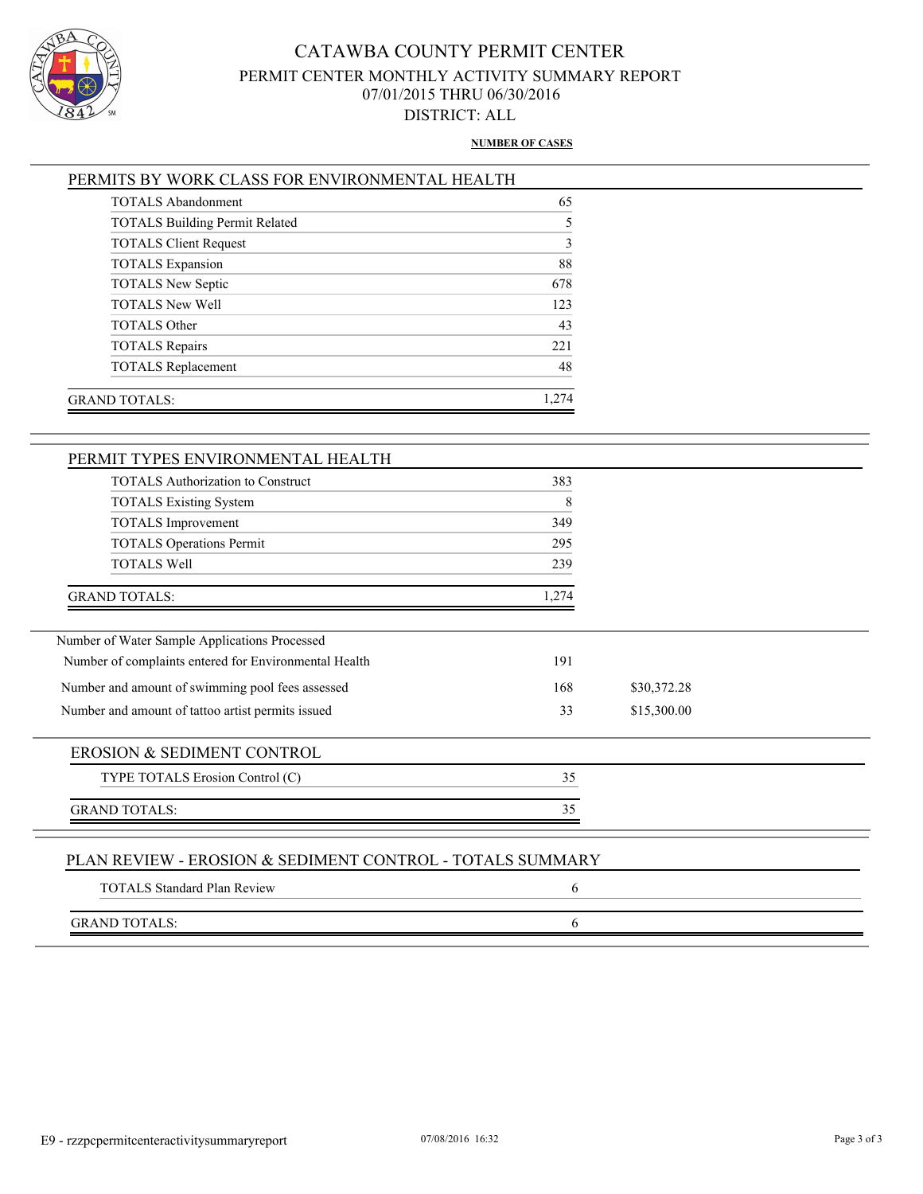# CATAWBA COUNTY PERMIT CENTER

## PERMIT CENTER MONTHLY ACTIVITY SUMMARY REPORT

07/01/2015 THRU 06/30/2016

DISTRICT: ALL

**NUMBER OF CASES**

### PERMITS BY WORK CLASS FOR ENVIRONMENTAL HEALTH

| | |
|---|---|
| TOTALS Abandonment | 65 |
| TOTALS Building Permit Related | 5 |
| TOTALS Client Request | 3 |
| TOTALS Expansion | 88 |
| TOTALS New Septic | 678 |
| TOTALS New Well | 123 |
| TOTALS Other | 43 |
| TOTALS Repairs | 221 |
| TOTALS Replacement | 48 |
| GRAND TOTALS: | 1,274 |

### PERMIT TYPES ENVIRONMENTAL HEALTH

| | |
|---|---|
| TOTALS Authorization to Construct | 383 |
| TOTALS Existing System | 8 |
| TOTALS Improvement | 349 |
| TOTALS Operations Permit | 295 |
| TOTALS Well | 239 |
| GRAND TOTALS: | 1,274 |

| | | |
|---|---|---|
| Number of Water Sample Applications Processed | | |
| Number of complaints entered for Environmental Health | 191 | |
| Number and amount of swimming pool fees assessed | 168 | $30,372.28 |
| Number and amount of tattoo artist permits issued | 33 | $15,300.00 |

### EROSION & SEDIMENT CONTROL

| | |
|---|---|
| TYPE TOTALS Erosion Control (C) | 35 |
| GRAND TOTALS: | 35 |

### PLAN REVIEW - EROSION & SEDIMENT CONTROL - TOTALS SUMMARY

| | |
|---|---|
| TOTALS Standard Plan Review | 6 |
| GRAND TOTALS: | 6 |

E9 - rzzpcpermitcenteractivitysummaryreport 07/08/2016 16:32